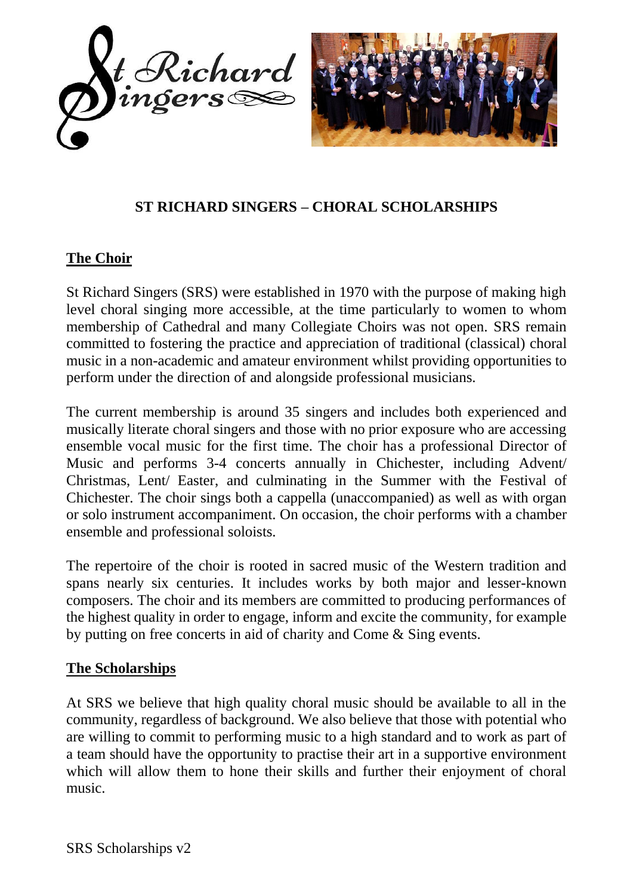# ST RICHARD SINGERS – CHORAL SCHOLARSHIPS

## The Choir

St Richard Singers (SRS) were established in 1970 with the purpose of making high level choral singing more accessible, at the time particularly to women to whom membership of Cathedral and many Collegiate Choirs was not open. SRS remain committed to fostering the practice and appreciation of traditional (classical) choral music in a non-academic and amateur environment whilst providing opportunities to perform under the direction of and alongside professional musicians.

The current membership is around 35 singers and includes both experienced and musically literate choral singers and those with no prior exposure who are accessing ensemble vocal music for the first time. The choir has a professional Director of Music and performs 3-4 concerts annually in Chichester, including Advent/ Christmas, Lent/ Easter, and culminating in the Summer with the Festival of Chichester. The choir sings both a cappella (unaccompanied) as well as with organ or solo instrument accompaniment. On occasion, the choir performs with a chamber ensemble and professional soloists.

The repertoire of the choir is rooted in sacred music of the Western tradition and spans nearly six centuries. It includes works by both major and lesser-known composers. The choir and its members are committed to producing performances of the highest quality in order to engage, inform and excite the community, for example by putting on free concerts in aid of charity and Come & Sing events.

## The Scholarships

At SRS we believe that high quality choral music should be available to all in the community, regardless of background. We also believe that those with potential who are willing to commit to performing music to a high standard and to work as part of a team should have the opportunity to practise their art in a supportive environment which will allow them to hone their skills and further their enjoyment of choral music.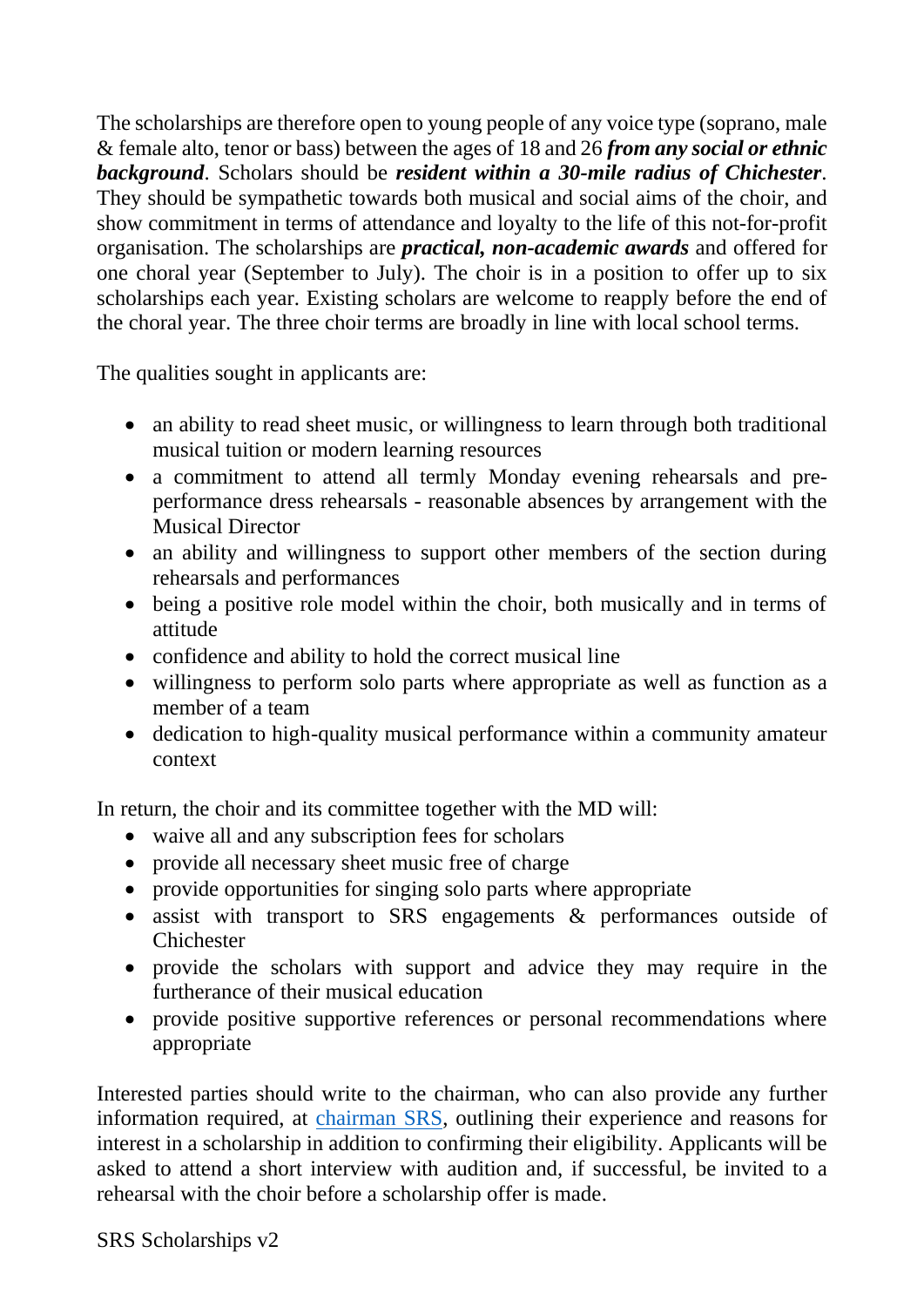The scholarships are therefore open to young people of any voice type (soprano, male & female alto, tenor or bass) between the ages of 18 and 26 ***from any social or ethnic background***. Scholars should be ***resident within a 30-mile radius of Chichester***. They should be sympathetic towards both musical and social aims of the choir, and show commitment in terms of attendance and loyalty to the life of this not-for-profit organisation. The scholarships are ***practical, non-academic awards*** and offered for one choral year (September to July). The choir is in a position to offer up to six scholarships each year. Existing scholars are welcome to reapply before the end of the choral year. The three choir terms are broadly in line with local school terms.

The qualities sought in applicants are:

- an ability to read sheet music, or willingness to learn through both traditional musical tuition or modern learning resources
- a commitment to attend all termly Monday evening rehearsals and pre-performance dress rehearsals - reasonable absences by arrangement with the Musical Director
- an ability and willingness to support other members of the section during rehearsals and performances
- being a positive role model within the choir, both musically and in terms of attitude
- confidence and ability to hold the correct musical line
- willingness to perform solo parts where appropriate as well as function as a member of a team
- dedication to high-quality musical performance within a community amateur context

In return, the choir and its committee together with the MD will:

- waive all and any subscription fees for scholars
- provide all necessary sheet music free of charge
- provide opportunities for singing solo parts where appropriate
- assist with transport to SRS engagements & performances outside of Chichester
- provide the scholars with support and advice they may require in the furtherance of their musical education
- provide positive supportive references or personal recommendations where appropriate

Interested parties should write to the chairman, who can also provide any further information required, at chairman SRS, outlining their experience and reasons for interest in a scholarship in addition to confirming their eligibility. Applicants will be asked to attend a short interview with audition and, if successful, be invited to a rehearsal with the choir before a scholarship offer is made.

SRS Scholarships v2